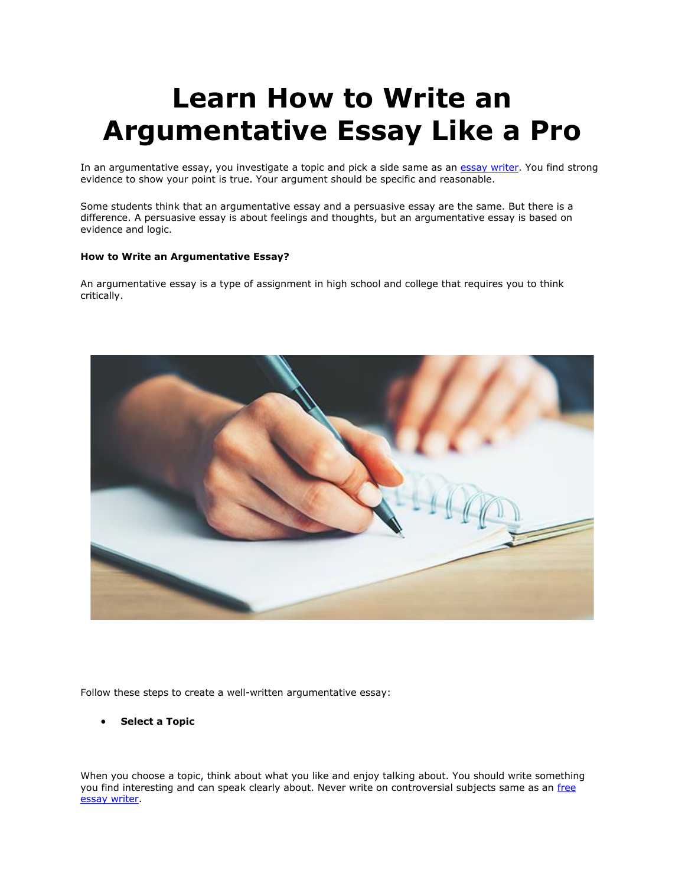# Learn How to Write an Argumentative Essay Like a Pro

In an argumentative essay, you investigate a topic and pick a side same as an [essay writer](). You find strong evidence to show your point is true. Your argument should be specific and reasonable.

Some students think that an argumentative essay and a persuasive essay are the same. But there is a difference. A persuasive essay is about feelings and thoughts, but an argumentative essay is based on evidence and logic.

**How to Write an Argumentative Essay?**

An argumentative essay is a type of assignment in high school and college that requires you to think critically.

Follow these steps to create a well-written argumentative essay:

- **Select a Topic**

When you choose a topic, think about what you like and enjoy talking about. You should write something you find interesting and can speak clearly about. Never write on controversial subjects same as an [free essay writer]().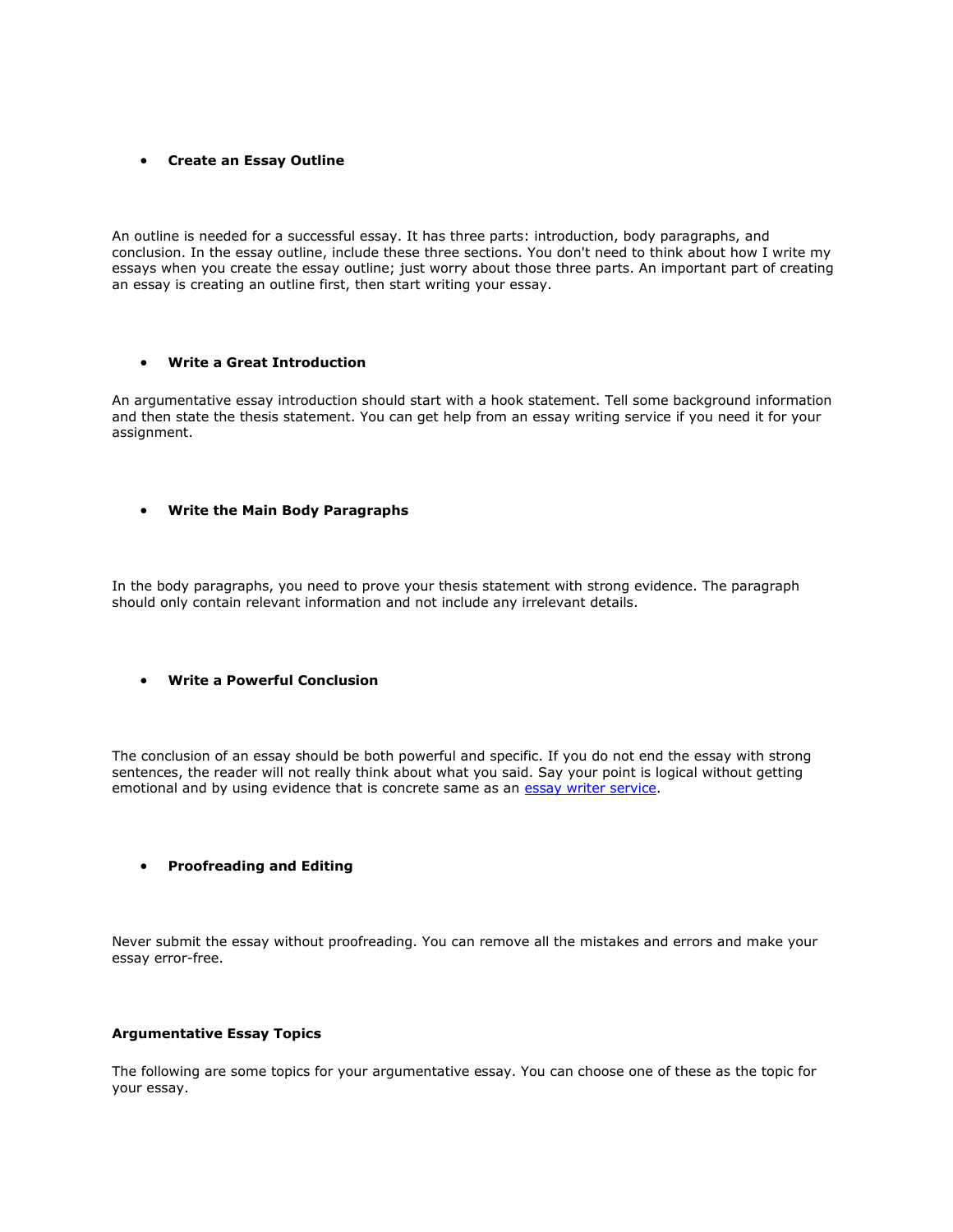- **Create an Essay Outline**

An outline is needed for a successful essay. It has three parts: introduction, body paragraphs, and conclusion. In the essay outline, include these three sections. You don't need to think about how I write my essays when you create the essay outline; just worry about those three parts. An important part of creating an essay is creating an outline first, then start writing your essay.

- **Write a Great Introduction**

An argumentative essay introduction should start with a hook statement. Tell some background information and then state the thesis statement. You can get help from an essay writing service if you need it for your assignment.

- **Write the Main Body Paragraphs**

In the body paragraphs, you need to prove your thesis statement with strong evidence. The paragraph should only contain relevant information and not include any irrelevant details.

- **Write a Powerful Conclusion**

The conclusion of an essay should be both powerful and specific. If you do not end the essay with strong sentences, the reader will not really think about what you said. Say your point is logical without getting emotional and by using evidence that is concrete same as an essay writer service.

- **Proofreading and Editing**

Never submit the essay without proofreading. You can remove all the mistakes and errors and make your essay error-free.

**Argumentative Essay Topics**

The following are some topics for your argumentative essay. You can choose one of these as the topic for your essay.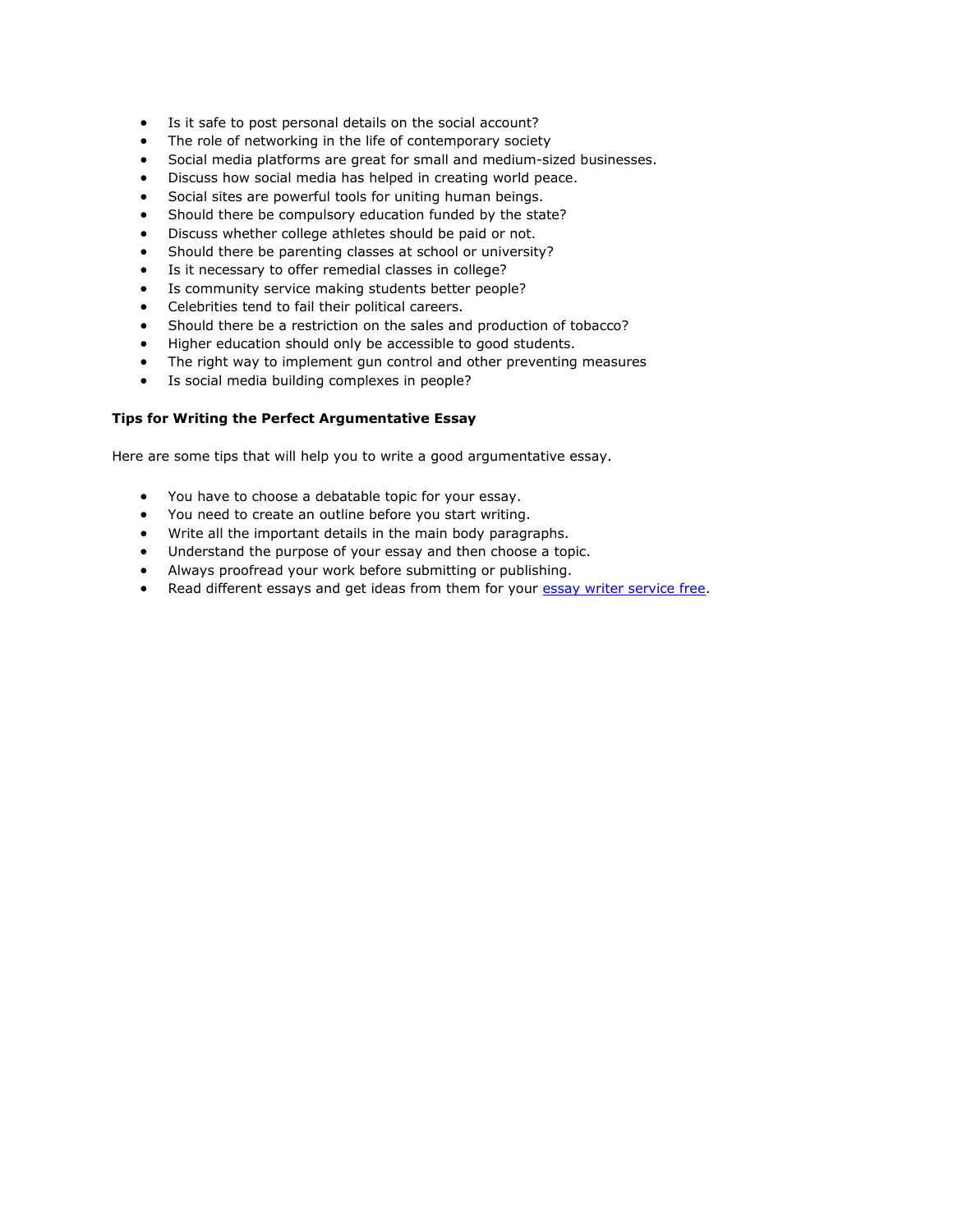- Is it safe to post personal details on the social account?
- The role of networking in the life of contemporary society
- Social media platforms are great for small and medium-sized businesses.
- Discuss how social media has helped in creating world peace.
- Social sites are powerful tools for uniting human beings.
- Should there be compulsory education funded by the state?
- Discuss whether college athletes should be paid or not.
- Should there be parenting classes at school or university?
- Is it necessary to offer remedial classes in college?
- Is community service making students better people?
- Celebrities tend to fail their political careers.
- Should there be a restriction on the sales and production of tobacco?
- Higher education should only be accessible to good students.
- The right way to implement gun control and other preventing measures
- Is social media building complexes in people?

**Tips for Writing the Perfect Argumentative Essay**

Here are some tips that will help you to write a good argumentative essay.

- You have to choose a debatable topic for your essay.
- You need to create an outline before you start writing.
- Write all the important details in the main body paragraphs.
- Understand the purpose of your essay and then choose a topic.
- Always proofread your work before submitting or publishing.
- Read different essays and get ideas from them for your essay writer service free.